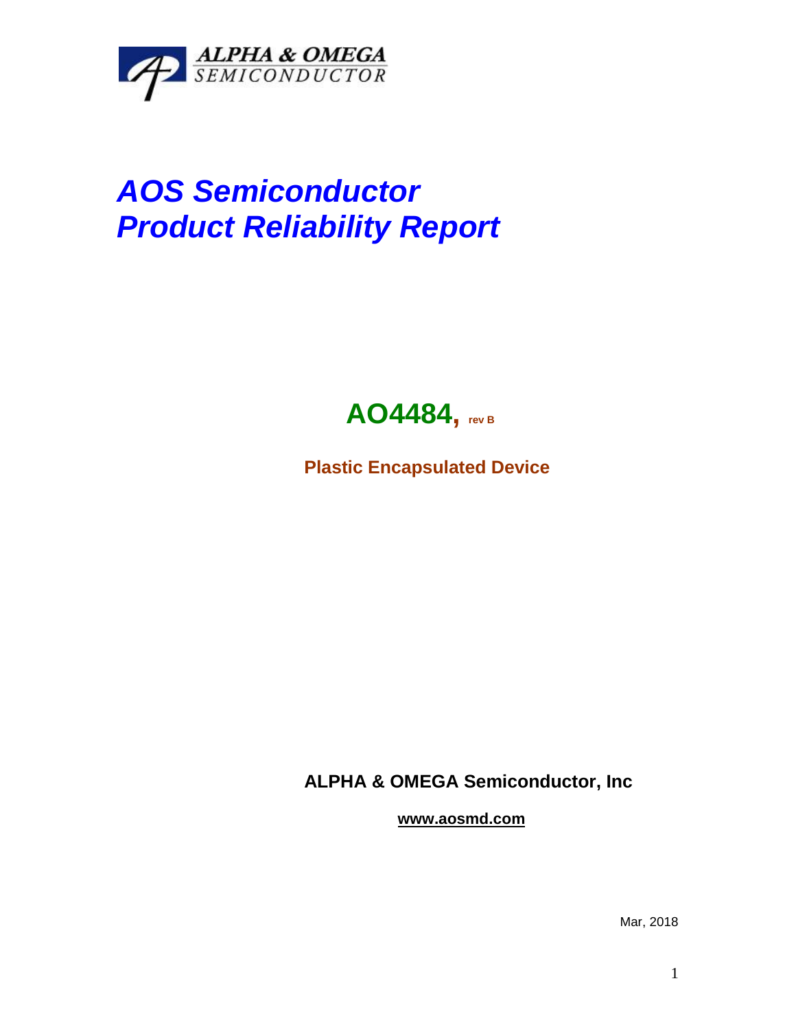ALPHA & OMEGA
SEMICONDUCTOR

# *AOS Semiconductor*
# *Product Reliability Report*

## AO4484, rev B

**Plastic Encapsulated Device**

**ALPHA & OMEGA Semiconductor, Inc**

**www.aosmd.com**

Mar, 2018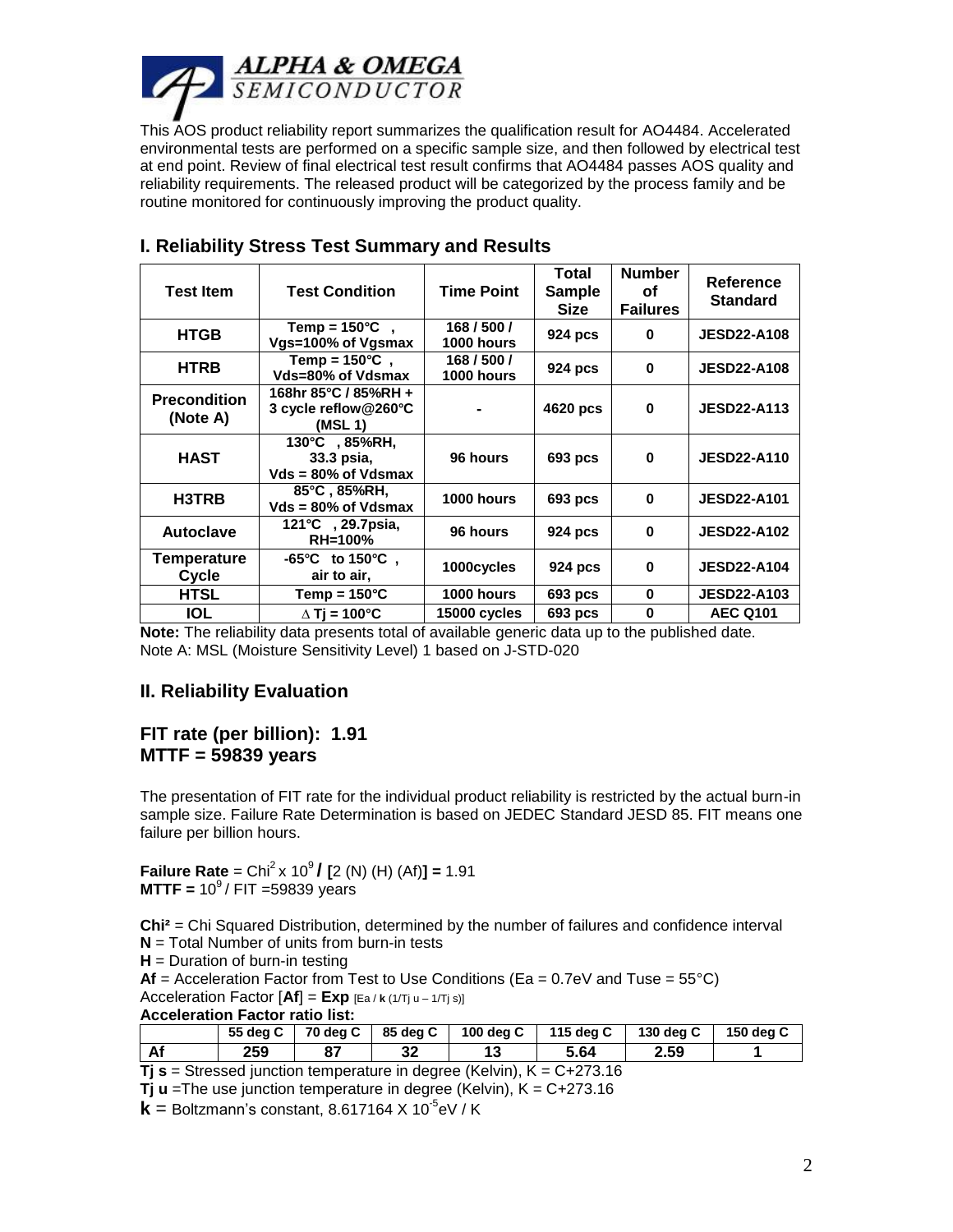ALPHA & OMEGA SEMICONDUCTOR

This AOS product reliability report summarizes the qualification result for AO4484. Accelerated environmental tests are performed on a specific sample size, and then followed by electrical test at end point. Review of final electrical test result confirms that AO4484 passes AOS quality and reliability requirements. The released product will be categorized by the process family and be routine monitored for continuously improving the product quality.

## I. Reliability Stress Test Summary and Results

| Test Item | Test Condition | Time Point | Total Sample Size | Number of Failures | Reference Standard |
|---|---|---|---|---|---|
| HTGB | Temp = 150°C , Vgs=100% of Vgsmax | 168 / 500 / 1000 hours | 924 pcs | 0 | JESD22-A108 |
| HTRB | Temp = 150°C , Vds=80% of Vdsmax | 168 / 500 / 1000 hours | 924 pcs | 0 | JESD22-A108 |
| Precondition (Note A) | 168hr 85°C / 85%RH + 3 cycle reflow@260°C (MSL 1) | - | 4620 pcs | 0 | JESD22-A113 |
| HAST | 130°C , 85%RH, 33.3 psia, Vds = 80% of Vdsmax | 96 hours | 693 pcs | 0 | JESD22-A110 |
| H3TRB | 85°C , 85%RH, Vds = 80% of Vdsmax | 1000 hours | 693 pcs | 0 | JESD22-A101 |
| Autoclave | 121°C , 29.7psia, RH=100% | 96 hours | 924 pcs | 0 | JESD22-A102 |
| Temperature Cycle | -65°C to 150°C , air to air, | 1000cycles | 924 pcs | 0 | JESD22-A104 |
| HTSL | Temp = 150°C | 1000 hours | 693 pcs | 0 | JESD22-A103 |
| IOL | $\Delta$ Tj = 100°C | 15000 cycles | 693 pcs | 0 | AEC Q101 |

**Note:** The reliability data presents total of available generic data up to the published date.
Note A: MSL (Moisture Sensitivity Level) 1 based on J-STD-020

## II. Reliability Evaluation

### FIT rate (per billion): 1.91
### MTTF = 59839 years

The presentation of FIT rate for the individual product reliability is restricted by the actual burn-in sample size. Failure Rate Determination is based on JEDEC Standard JESD 85. FIT means one failure per billion hours.

**Failure Rate** = $\text{Chi}^2 \times 10^9$ **/ [**2 (N) (H) (Af)**] =** 1.91
**MTTF =** $10^9$ / FIT =59839 years

**Chi²** = Chi Squared Distribution, determined by the number of failures and confidence interval
**N** = Total Number of units from burn-in tests
**H** = Duration of burn-in testing
**Af** = Acceleration Factor from Test to Use Conditions (Ea = 0.7eV and Tuse = 55°C)
Acceleration Factor [**Af**] = **Exp** [Ea / **k** (1/Tj u – 1/Tj s)]

**Acceleration Factor ratio list:**

| | 55 deg C | 70 deg C | 85 deg C | 100 deg C | 115 deg C | 130 deg C | 150 deg C |
|---|---|---|---|---|---|---|---|
| Af | 259 | 87 | 32 | 13 | 5.64 | 2.59 | 1 |

**Tj s** = Stressed junction temperature in degree (Kelvin), K = C+273.16
**Tj u** =The use junction temperature in degree (Kelvin), K = C+273.16
**k** = Boltzmann's constant, 8.617164 X $10^{-5}$eV / K